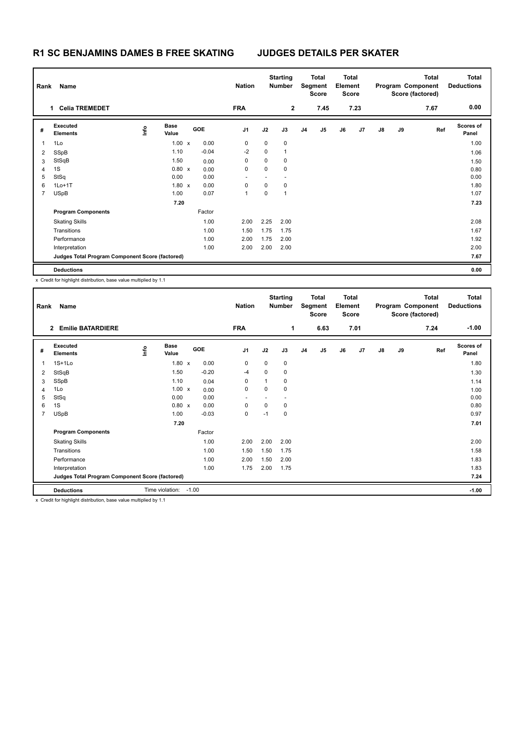# R1 SC BENJAMINS DAMES B FREE SKATING — JUDGES DETAILS PER SKATER

| Rank | Name | Nation | Starting Number | Total Segment Score | Total Element Score | Total Program Component Score (factored) | Total Deductions |
|---|---|---|---|---|---|---|---|
| 1 | Celia TREMEDET | FRA | 2 | 7.45 | 7.23 | 7.67 | 0.00 |

| # | Executed Elements | Info | Base Value | | GOE | J1 | J2 | J3 | J4 | J5 | J6 | J7 | J8 | J9 | Ref | Scores of Panel |
|---|---|---|---|---|---|---|---|---|---|---|---|---|---|---|---|---|
| 1 | 1Lo | | 1.00 | x | 0.00 | 0 | 0 | 0 | | | | | | | | 1.00 |
| 2 | SSpB | | 1.10 | | -0.04 | -2 | 0 | 1 | | | | | | | | 1.06 |
| 3 | StSqB | | 1.50 | | 0.00 | 0 | 0 | 0 | | | | | | | | 1.50 |
| 4 | 1S | | 0.80 | x | 0.00 | 0 | 0 | 0 | | | | | | | | 0.80 |
| 5 | StSq | | 0.00 | | 0.00 | - | - | - | | | | | | | | 0.00 |
| 6 | 1Lo+1T | | 1.80 | x | 0.00 | 0 | 0 | 0 | | | | | | | | 1.80 |
| 7 | USpB | | 1.00 | | 0.07 | 1 | 0 | 1 | | | | | | | | 1.07 |
| | | | 7.20 | | | | | | | | | | | | | 7.23 |
| | **Program Components** | | | | Factor | | | | | | | | | | | |
| | Skating Skills | | | | 1.00 | 2.00 | 2.25 | 2.00 | | | | | | | | 2.08 |
| | Transitions | | | | 1.00 | 1.50 | 1.75 | 1.75 | | | | | | | | 1.67 |
| | Performance | | | | 1.00 | 2.00 | 1.75 | 2.00 | | | | | | | | 1.92 |
| | Interpretation | | | | 1.00 | 2.00 | 2.00 | 2.00 | | | | | | | | 2.00 |
| | **Judges Total Program Component Score (factored)** | | | | | | | | | | | | | | | 7.67 |
| | **Deductions** | | | | | | | | | | | | | | | 0.00 |

x Credit for highlight distribution, base value multiplied by 1.1

| Rank | Name | Nation | Starting Number | Total Segment Score | Total Element Score | Total Program Component Score (factored) | Total Deductions |
|---|---|---|---|---|---|---|---|
| 2 | Emilie BATARDIERE | FRA | 1 | 6.63 | 7.01 | 7.24 | -1.00 |

| # | Executed Elements | Info | Base Value | | GOE | J1 | J2 | J3 | J4 | J5 | J6 | J7 | J8 | J9 | Ref | Scores of Panel |
|---|---|---|---|---|---|---|---|---|---|---|---|---|---|---|---|---|
| 1 | 1S+1Lo | | 1.80 | x | 0.00 | 0 | 0 | 0 | | | | | | | | 1.80 |
| 2 | StSqB | | 1.50 | | -0.20 | -4 | 0 | 0 | | | | | | | | 1.30 |
| 3 | SSpB | | 1.10 | | 0.04 | 0 | 1 | 0 | | | | | | | | 1.14 |
| 4 | 1Lo | | 1.00 | x | 0.00 | 0 | 0 | 0 | | | | | | | | 1.00 |
| 5 | StSq | | 0.00 | | 0.00 | - | - | - | | | | | | | | 0.00 |
| 6 | 1S | | 0.80 | x | 0.00 | 0 | 0 | 0 | | | | | | | | 0.80 |
| 7 | USpB | | 1.00 | | -0.03 | 0 | -1 | 0 | | | | | | | | 0.97 |
| | | | 7.20 | | | | | | | | | | | | | 7.01 |
| | **Program Components** | | | | Factor | | | | | | | | | | | |
| | Skating Skills | | | | 1.00 | 2.00 | 2.00 | 2.00 | | | | | | | | 2.00 |
| | Transitions | | | | 1.00 | 1.50 | 1.50 | 1.75 | | | | | | | | 1.58 |
| | Performance | | | | 1.00 | 2.00 | 1.50 | 2.00 | | | | | | | | 1.83 |
| | Interpretation | | | | 1.00 | 1.75 | 2.00 | 1.75 | | | | | | | | 1.83 |
| | **Judges Total Program Component Score (factored)** | | | | | | | | | | | | | | | 7.24 |
| | **Deductions** | | Time violation: | | -1.00 | | | | | | | | | | | -1.00 |

x Credit for highlight distribution, base value multiplied by 1.1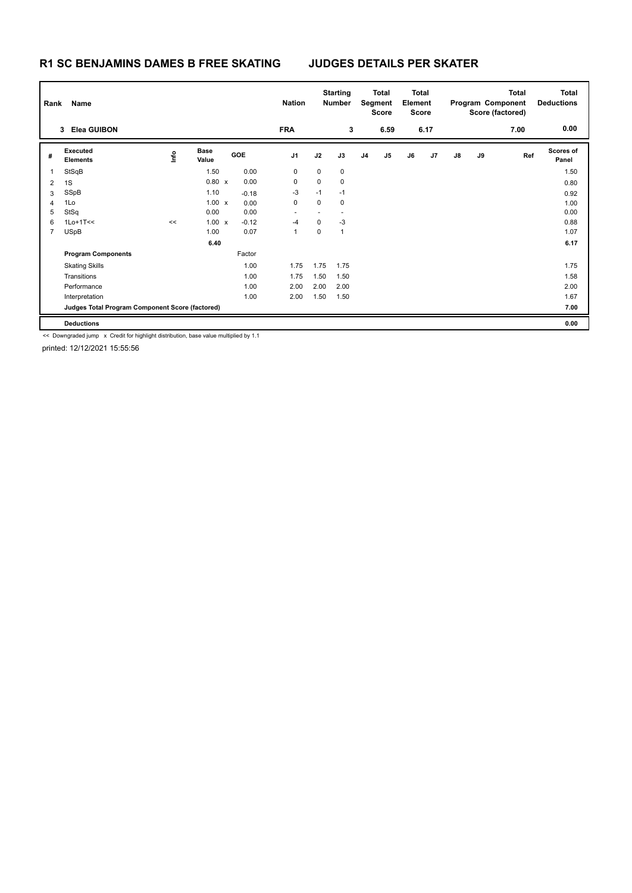# R1 SC BENJAMINS DAMES B FREE SKATING    JUDGES DETAILS PER SKATER

| Rank | Name | Nation | Starting Number | Total Segment Score | Total Element Score | Total Program Component Score (factored) | Total Deductions |
|---|---|---|---|---|---|---|---|
| 3 | Elea GUIBON | FRA | 3 | 6.59 | 6.17 | 7.00 | 0.00 |

| # | Executed Elements | Info | Base Value | | GOE | J1 | J2 | J3 | J4 | J5 | J6 | J7 | J8 | J9 | Ref | Scores of Panel |
|---|---|---|---|---|---|---|---|---|---|---|---|---|---|---|---|---|
| 1 | StSqB | | 1.50 | | 0.00 | 0 | 0 | 0 | | | | | | | | 1.50 |
| 2 | 1S | | 0.80 | x | 0.00 | 0 | 0 | 0 | | | | | | | | 0.80 |
| 3 | SSpB | | 1.10 | | -0.18 | -3 | -1 | -1 | | | | | | | | 0.92 |
| 4 | 1Lo | | 1.00 | x | 0.00 | 0 | 0 | 0 | | | | | | | | 1.00 |
| 5 | StSq | | 0.00 | | 0.00 | - | - | - | | | | | | | | 0.00 |
| 6 | 1Lo+1T<< | << | 1.00 | x | -0.12 | -4 | 0 | -3 | | | | | | | | 0.88 |
| 7 | USpB | | 1.00 | | 0.07 | 1 | 0 | 1 | | | | | | | | 1.07 |
| | | | 6.40 | | | | | | | | | | | | | 6.17 |
| | **Program Components** | | | | Factor | | | | | | | | | | | |
| | Skating Skills | | | | 1.00 | 1.75 | 1.75 | 1.75 | | | | | | | | 1.75 |
| | Transitions | | | | 1.00 | 1.75 | 1.50 | 1.50 | | | | | | | | 1.58 |
| | Performance | | | | 1.00 | 2.00 | 2.00 | 2.00 | | | | | | | | 2.00 |
| | Interpretation | | | | 1.00 | 2.00 | 1.50 | 1.50 | | | | | | | | 1.67 |
| | **Judges Total Program Component Score (factored)** | | | | | | | | | | | | | | | 7.00 |
| | **Deductions** | | | | | | | | | | | | | | | 0.00 |

<< Downgraded jump x Credit for highlight distribution, base value multiplied by 1.1

printed: 12/12/2021 15:55:56